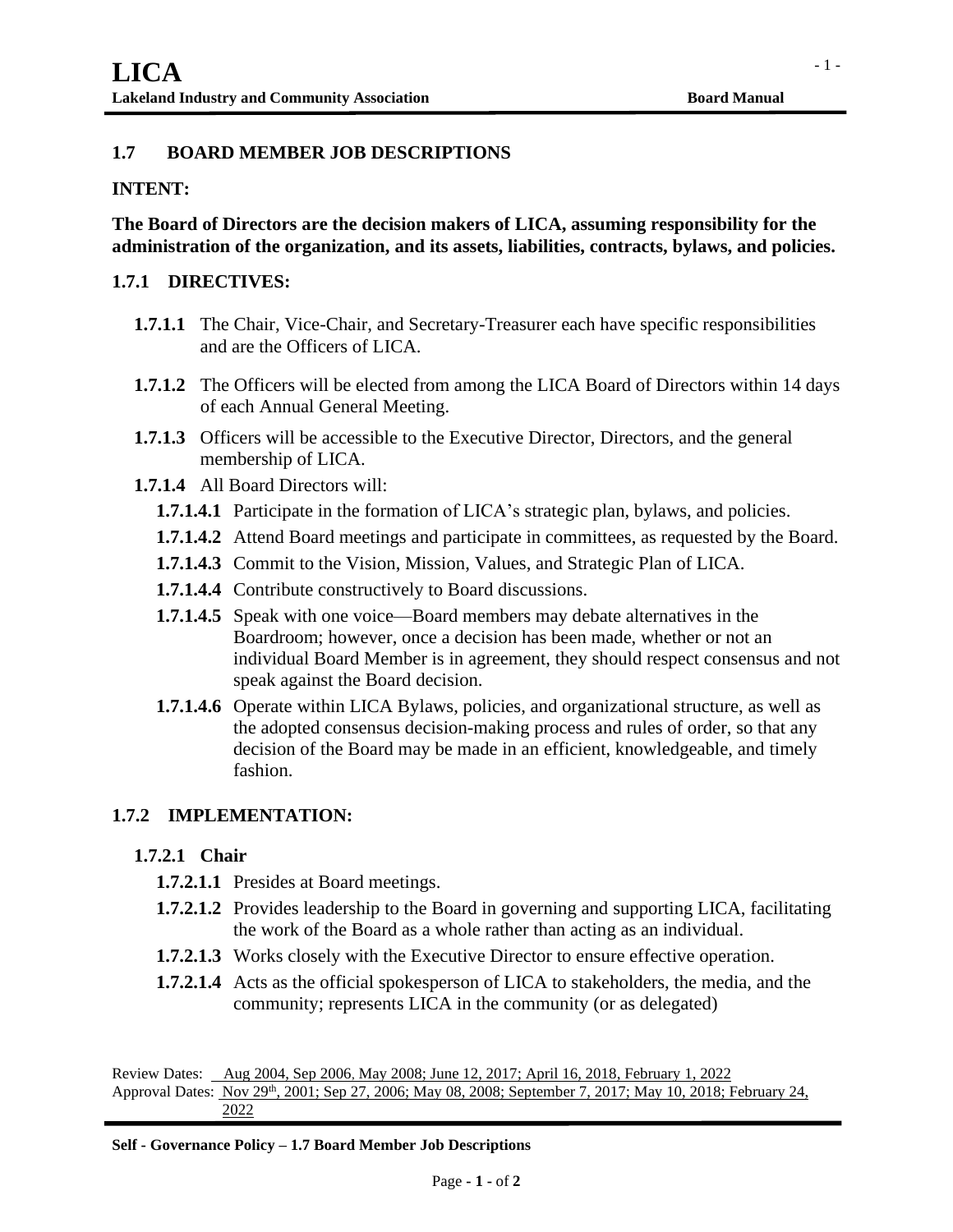## 1.7 BOARD MEMBER JOB DESCRIPTIONS

### INTENT:

**The Board of Directors are the decision makers of LICA, assuming responsibility for the administration of the organization, and its assets, liabilities, contracts, bylaws, and policies.**

### 1.7.1 DIRECTIVES:

**1.7.1.1** The Chair, Vice-Chair, and Secretary-Treasurer each have specific responsibilities and are the Officers of LICA.

**1.7.1.2** The Officers will be elected from among the LICA Board of Directors within 14 days of each Annual General Meeting.

**1.7.1.3** Officers will be accessible to the Executive Director, Directors, and the general membership of LICA.

**1.7.1.4** All Board Directors will:

- **1.7.1.4.1** Participate in the formation of LICA's strategic plan, bylaws, and policies.
- **1.7.1.4.2** Attend Board meetings and participate in committees, as requested by the Board.
- **1.7.1.4.3** Commit to the Vision, Mission, Values, and Strategic Plan of LICA.
- **1.7.1.4.4** Contribute constructively to Board discussions.
- **1.7.1.4.5** Speak with one voice—Board members may debate alternatives in the Boardroom; however, once a decision has been made, whether or not an individual Board Member is in agreement, they should respect consensus and not speak against the Board decision.
- **1.7.1.4.6** Operate within LICA Bylaws, policies, and organizational structure, as well as the adopted consensus decision-making process and rules of order, so that any decision of the Board may be made in an efficient, knowledgeable, and timely fashion.

### 1.7.2 IMPLEMENTATION:

#### 1.7.2.1 Chair

- **1.7.2.1.1** Presides at Board meetings.
- **1.7.2.1.2** Provides leadership to the Board in governing and supporting LICA, facilitating the work of the Board as a whole rather than acting as an individual.
- **1.7.2.1.3** Works closely with the Executive Director to ensure effective operation.
- **1.7.2.1.4** Acts as the official spokesperson of LICA to stakeholders, the media, and the community; represents LICA in the community (or as delegated)

Review Dates: Aug 2004, Sep 2006, May 2008; June 12, 2017; April 16, 2018, February 1, 2022
Approval Dates: Nov 29th, 2001; Sep 27, 2006; May 08, 2008; September 7, 2017; May 10, 2018; February 24, 2022

**Self - Governance Policy – 1.7 Board Member Job Descriptions**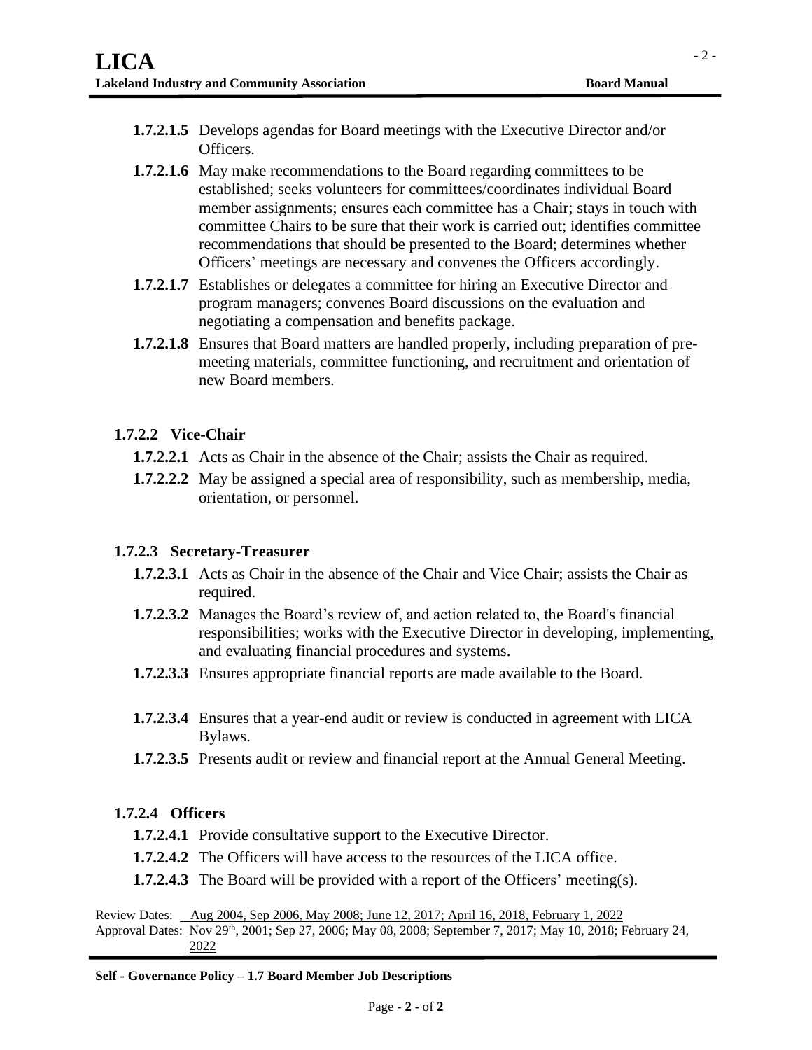**1.7.2.1.5** Develops agendas for Board meetings with the Executive Director and/or Officers.

**1.7.2.1.6** May make recommendations to the Board regarding committees to be established; seeks volunteers for committees/coordinates individual Board member assignments; ensures each committee has a Chair; stays in touch with committee Chairs to be sure that their work is carried out; identifies committee recommendations that should be presented to the Board; determines whether Officers' meetings are necessary and convenes the Officers accordingly.

**1.7.2.1.7** Establishes or delegates a committee for hiring an Executive Director and program managers; convenes Board discussions on the evaluation and negotiating a compensation and benefits package.

**1.7.2.1.8** Ensures that Board matters are handled properly, including preparation of pre-meeting materials, committee functioning, and recruitment and orientation of new Board members.

### 1.7.2.2 Vice-Chair

**1.7.2.2.1** Acts as Chair in the absence of the Chair; assists the Chair as required.

**1.7.2.2.2** May be assigned a special area of responsibility, such as membership, media, orientation, or personnel.

### 1.7.2.3 Secretary-Treasurer

**1.7.2.3.1** Acts as Chair in the absence of the Chair and Vice Chair; assists the Chair as required.

**1.7.2.3.2** Manages the Board's review of, and action related to, the Board's financial responsibilities; works with the Executive Director in developing, implementing, and evaluating financial procedures and systems.

**1.7.2.3.3** Ensures appropriate financial reports are made available to the Board.

**1.7.2.3.4** Ensures that a year-end audit or review is conducted in agreement with LICA Bylaws.

**1.7.2.3.5** Presents audit or review and financial report at the Annual General Meeting.

### 1.7.2.4 Officers

**1.7.2.4.1** Provide consultative support to the Executive Director.

**1.7.2.4.2** The Officers will have access to the resources of the LICA office.

**1.7.2.4.3** The Board will be provided with a report of the Officers' meeting(s).

Review Dates: Aug 2004, Sep 2006, May 2008; June 12, 2017; April 16, 2018, February 1, 2022

Approval Dates: Nov 29th, 2001; Sep 27, 2006; May 08, 2008; September 7, 2017; May 10, 2018; February 24, 2022